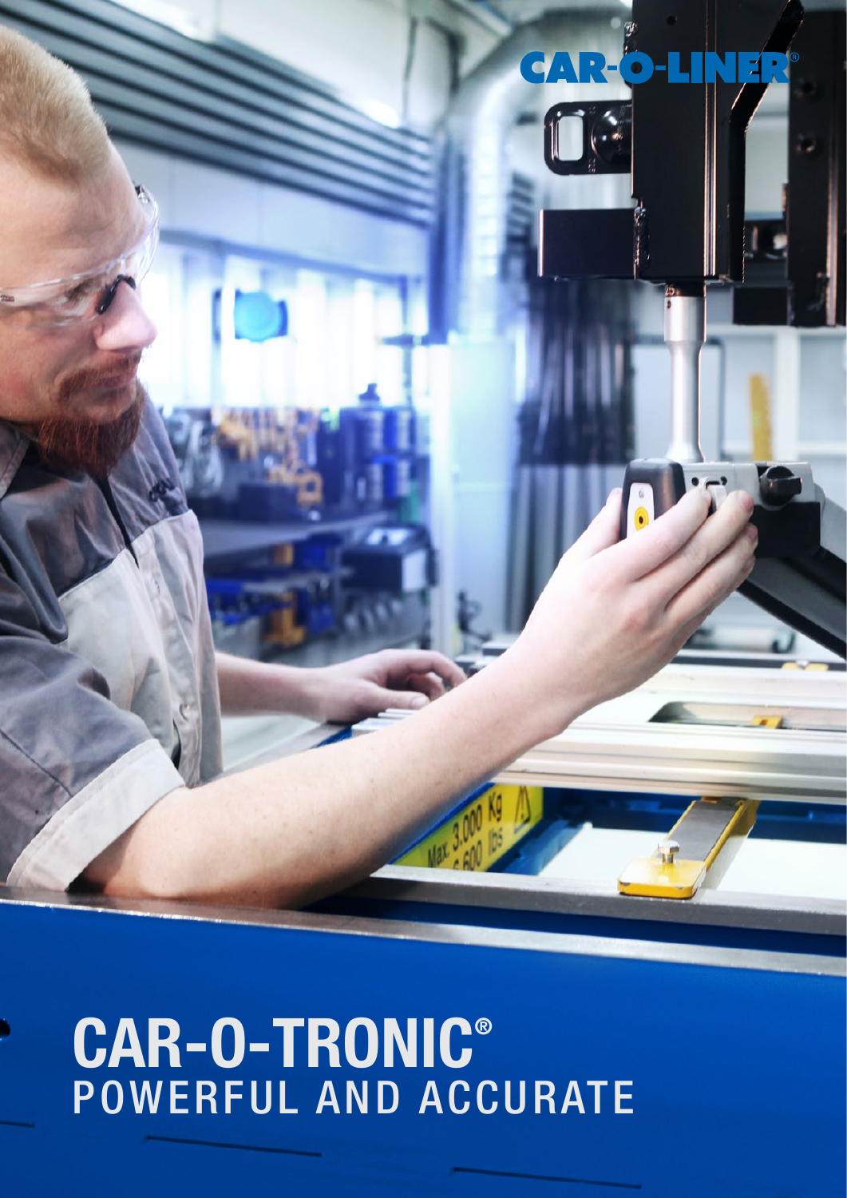# CAR-O-TRONIC®

## POWERFUL AND ACCURATE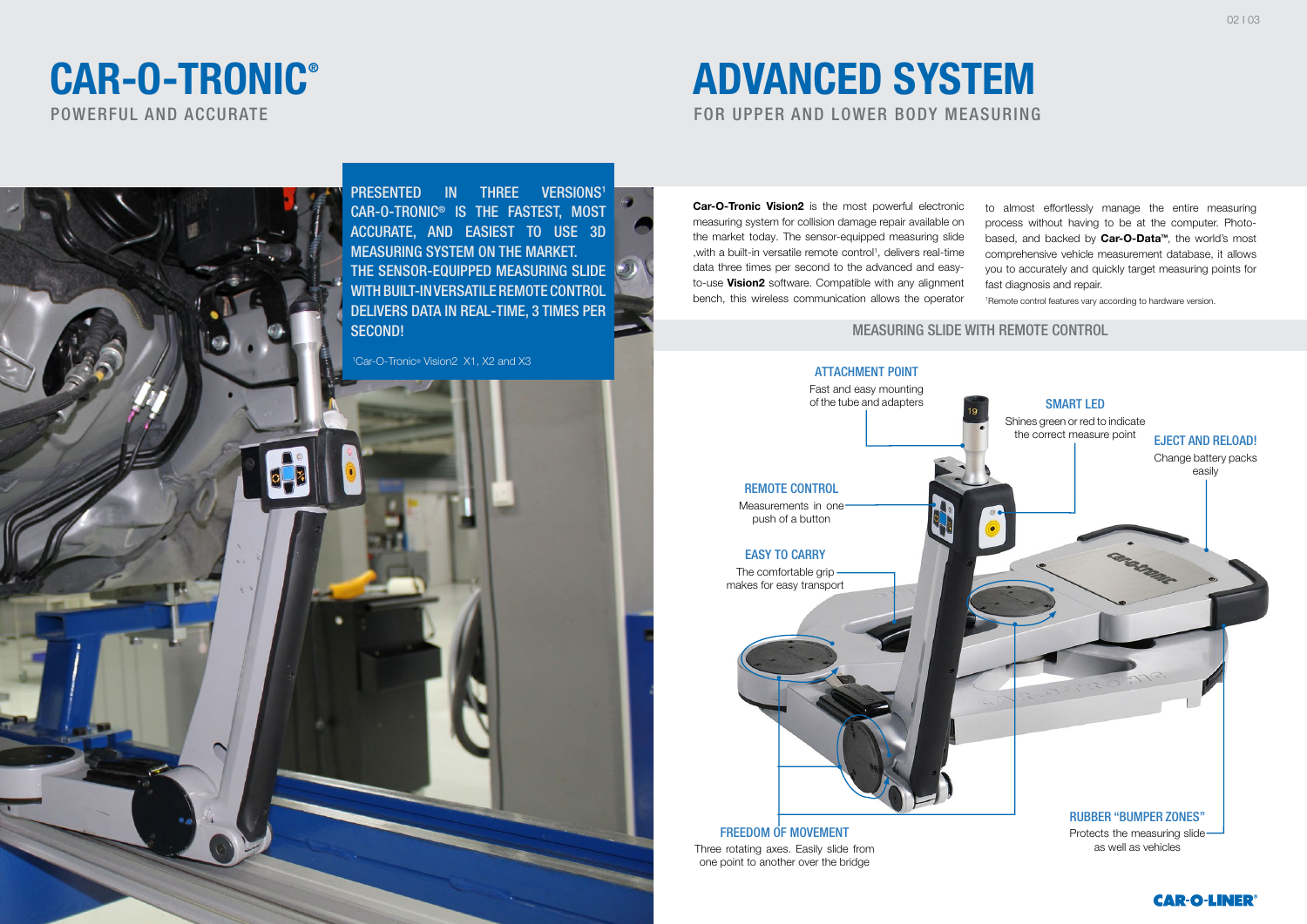# CAR-O-TRONIC®

POWERFUL AND ACCURATE

PRESENTED IN THREE VERSIONS[1] CAR-O-TRONIC® IS THE FASTEST, MOST ACCURATE, AND EASIEST TO USE 3D MEASURING SYSTEM ON THE MARKET. THE SENSOR-EQUIPPED MEASURING SLIDE WITH BUILT-IN VERSATILE REMOTE CONTROL DELIVERS DATA IN REAL-TIME, 3 TIMES PER SECOND!

[1]Car-O-Tronic® Vision2 X1, X2 and X3

# ADVANCED SYSTEM

FOR UPPER AND LOWER BODY MEASURING

**Car-O-Tronic Vision2** is the most powerful electronic measuring system for collision damage repair available on the market today. The sensor-equipped measuring slide ,with a built-in versatile remote control[1], delivers real-time data three times per second to the advanced and easy-to-use **Vision2** software. Compatible with any alignment bench, this wireless communication allows the operator to almost effortlessly manage the entire measuring process without having to be at the computer. Photo-based, and backed by **Car-O-Data™**, the world's most comprehensive vehicle measurement database, it allows you to accurately and quickly target measuring points for fast diagnosis and repair.

[1]Remote control features vary according to hardware version.

## MEASURING SLIDE WITH REMOTE CONTROL

**ATTACHMENT POINT**
Fast and easy mounting of the tube and adapters

**SMART LED**
Shines green or red to indicate the correct measure point

**EJECT AND RELOAD!**
Change battery packs easily

**REMOTE CONTROL**
Measurements in one push of a button

**EASY TO CARRY**
The comfortable grip makes for easy transport

**FREEDOM OF MOVEMENT**
Three rotating axes. Easily slide from one point to another over the bridge

**RUBBER "BUMPER ZONES"**
Protects the measuring slide as well as vehicles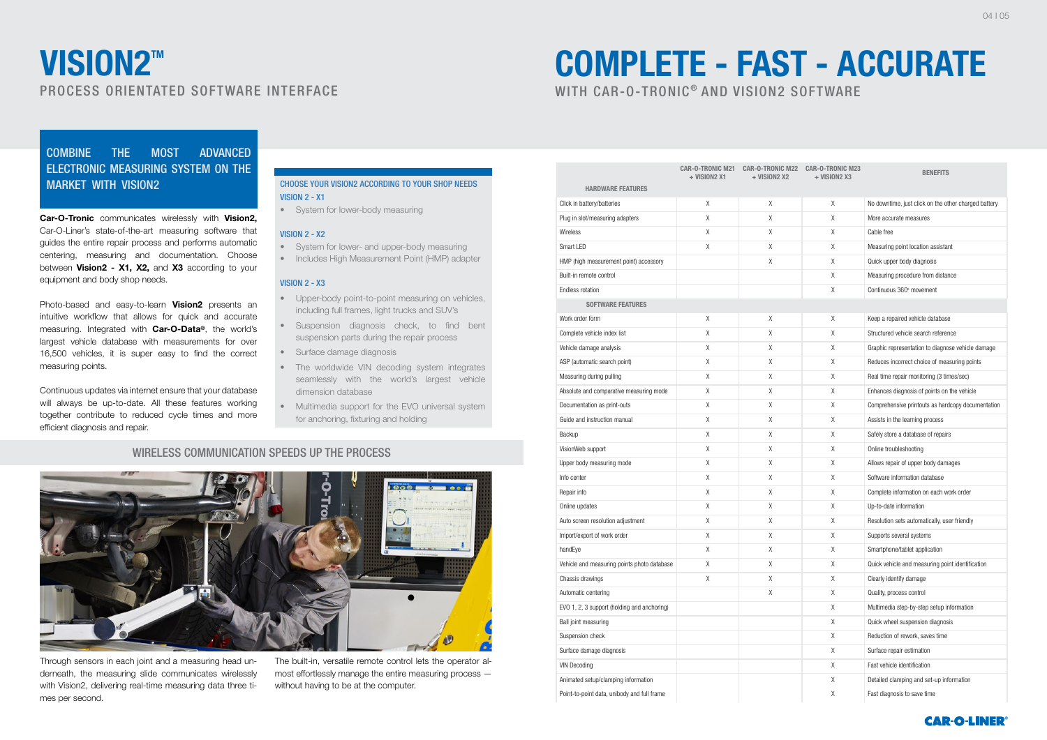# VISION2™

PROCESS ORIENTATED SOFTWARE INTERFACE

## COMBINE THE MOST ADVANCED ELECTRONIC MEASURING SYSTEM ON THE MARKET WITH VISION2

**Car-O-Tronic** communicates wirelessly with **Vision2,** Car-O-Liner's state-of-the-art measuring software that guides the entire repair process and performs automatic centering, measuring and documentation. Choose between **Vision2 - X1, X2,** and **X3** according to your equipment and body shop needs.

Photo-based and easy-to-learn **Vision2** presents an intuitive workflow that allows for quick and accurate measuring. Integrated with **Car-O-Data®**, the world's largest vehicle database with measurements for over 16,500 vehicles, it is super easy to find the correct measuring points.

Continuous updates via internet ensure that your database will always be up-to-date. All these features working together contribute to reduced cycle times and more efficient diagnosis and repair.

### CHOOSE YOUR VISION2 ACCORDING TO YOUR SHOP NEEDS

**VISION 2 - X1**

- System for lower-body measuring

**VISION 2 - X2**

- System for lower- and upper-body measuring
- Includes High Measurement Point (HMP) adapter

**VISION 2 - X3**

- Upper-body point-to-point measuring on vehicles, including full frames, light trucks and SUV's
- Suspension diagnosis check, to find bent suspension parts during the repair process
- Surface damage diagnosis
- The worldwide VIN decoding system integrates seamlessly with the world's largest vehicle dimension database
- Multimedia support for the EVO universal system for anchoring, fixturing and holding

## WIRELESS COMMUNICATION SPEEDS UP THE PROCESS

Through sensors in each joint and a measuring head underneath, the measuring slide communicates wirelessly with Vision2, delivering real-time measuring data three times per second.

The built-in, versatile remote control lets the operator almost effortlessly manage the entire measuring process — without having to be at the computer.

# COMPLETE - FAST - ACCURATE

WITH CAR-O-TRONIC® AND VISION2 SOFTWARE

| HARDWARE FEATURES | CAR-O-TRONIC M21 + VISION2 X1 | CAR-O-TRONIC M22 + VISION2 X2 | CAR-O-TRONIC M23 + VISION2 X3 | BENEFITS |
|---|---|---|---|---|
| Click in battery/batteries | X | X | X | No downtime, just click on the other charged battery |
| Plug in slot/measuring adapters | X | X | X | More accurate measures |
| Wireless | X | X | X | Cable free |
| Smart LED | X | X | X | Measuring point location assistant |
| HMP (high measurement point) accessory | | X | X | Quick upper body diagnosis |
| Built-in remote control | | | X | Measuring procedure from distance |
| Endless rotation | | | X | Continuous 360° movement |
| **SOFTWARE FEATURES** | | | | |
| Work order form | X | X | X | Keep a repaired vehicle database |
| Complete vehicle index list | X | X | X | Structured vehicle search reference |
| Vehicle damage analysis | X | X | X | Graphic representation to diagnose vehicle damage |
| ASP (automatic search point) | X | X | X | Reduces incorrect choice of measuring points |
| Measuring during pulling | X | X | X | Real time repair monitoring (3 times/sec) |
| Absolute and comparative measuring mode | X | X | X | Enhances diagnosis of points on the vehicle |
| Documentation as print-outs | X | X | X | Comprehensive printouts as hardcopy documentation |
| Guide and instruction manual | X | X | X | Assists in the learning process |
| Backup | X | X | X | Safely store a database of repairs |
| VisionWeb support | X | X | X | Online troubleshooting |
| Upper body measuring mode | X | X | X | Allows repair of upper body damages |
| Info center | X | X | X | Software information database |
| Repair info | X | X | X | Complete information on each work order |
| Online updates | X | X | X | Up-to-date information |
| Auto screen resolution adjustment | X | X | X | Resolution sets automatically, user friendly |
| Import/export of work order | X | X | X | Supports several systems |
| handEye | X | X | X | Smartphone/tablet application |
| Vehicle and measuring points photo database | X | X | X | Quick vehicle and measuring point identification |
| Chassis drawings | X | X | X | Clearly identify damage |
| Automatic centering | | X | X | Quality, process control |
| EVO 1, 2, 3 support (holding and anchoring) | | | X | Multimedia step-by-step setup information |
| Ball joint measuring | | | X | Quick wheel suspension diagnosis |
| Suspension check | | | X | Reduction of rework, saves time |
| Surface damage diagnosis | | | X | Surface repair estimation |
| VIN Decoding | | | X | Fast vehicle identification |
| Animated setup/clamping information | | | X | Detailed clamping and set-up information |
| Point-to-point data, unibody and full frame | | | X | Fast diagnosis to save time |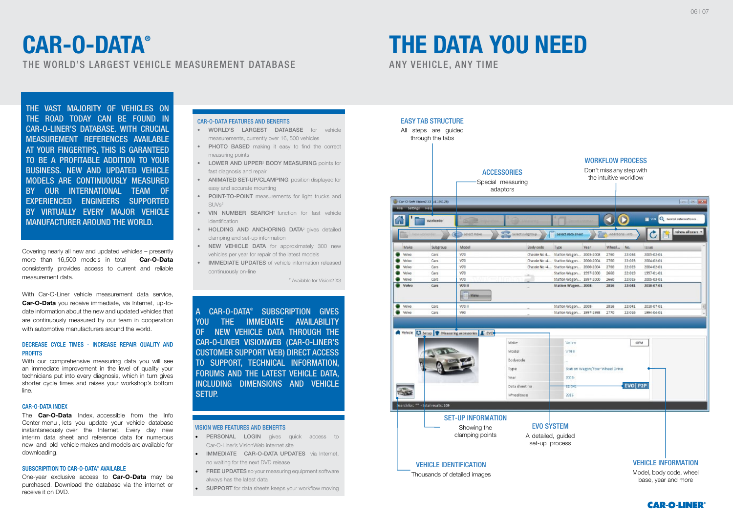# CAR-O-DATA®

THE WORLD'S LARGEST VEHICLE MEASUREMENT DATABASE

# THE DATA YOU NEED

ANY VEHICLE, ANY TIME

THE VAST MAJORITY OF VEHICLES ON THE ROAD TODAY CAN BE FOUND IN CAR-O-LINER'S DATABASE. WITH CRUCIAL MEASUREMENT REFERENCES AVAILABLE AT YOUR FINGERTIPS, THIS IS GARANTEED TO BE A PROFITABLE ADDITION TO YOUR BUSINESS. NEW AND UPDATED VEHICLE MODELS ARE CONTINUOUSLY MEASURED BY OUR INTERNATIONAL TEAM OF EXPERIENCED ENGINEERS SUPPORTED BY VIRTUALLY EVERY MAJOR VEHICLE MANUFACTURER AROUND THE WORLD.

Covering nearly all new and updated vehicles – presently more than 16,500 models in total – **Car-O-Data** consistently provides access to current and reliable measurement data.

With Car-O-Liner vehicle measurement data service, **Car-O-Data** you receive immediate, via Internet, up-to-date information about the new and updated vehicles that are continuously measured by our team in cooperation with automotive manufacturers around the world.

### DECREASE CYCLE TIMES - INCREASE REPAIR QUALITY AND PROFITS

With our comprehensive measuring data you will see an immediate improvement in the level of quality your technicians put into every diagnosis, which in turn gives shorter cycle times and raises your workshop's bottom line.

### CAR-O-DATA INDEX

The **Car-O-Data** Index, accessible from the Info Center menu , lets you update your vehicle database instantaneously over the Internet. Every day new interim data sheet and reference data for numerous new and old vehicle makes and models are available for downloading.

### SUBSCRIPITION TO CAR-O-DATA® AVAILABLE

One-year exclusive access to **Car-O-Data** may be purchased. Download the database via the internet or receive it on DVD.

### CAR-O-DATA FEATURES AND BENEFITS

- **WORLD'S LARGEST DATABASE** for vehicle measurements, currently over 16, 500 vehicles
- **PHOTO BASED** making it easy to find the correct measuring points
- **LOWER AND UPPER**[2] **BODY MEASURING** points for fast diagnosis and repair
- **ANIMATED SET-UP/CLAMPING** position displayed for easy and accurate mounting
- **POINT-TO-POINT** measurements for light trucks and SUVs[2]
- **VIN NUMBER SEARCH**[2] function for fast vehicle identification
- **HOLDING AND ANCHORING DATA**[2] gives detailed clamping and set-up information
- **NEW VEHICLE DATA** for approximately 300 new vehicles per year for repair of the latest models
- **IMMEDIATE UPDATES** of vehicle information released continuously on-line

[2] Available for Vision2 X3

A CAR-O-DATA® SUBSCRIPTION GIVES YOU THE IMMEDIATE AVAILABILITY OF NEW VEHICLE DATA THROUGH THE CAR-O-LINER VISIONWEB (CAR-O-LINER'S CUSTOMER SUPPORT WEB) DIRECT ACCESS TO SUPPORT, TECHNICAL INFORMATION, FORUMS AND THE LATEST VEHICLE DATA, INCLUDING DIMENSIONS AND VEHICLE SETUP.

### VISION WEB FEATURES AND BENEFITS

- **PERSONAL LOGIN** gives quick access to Car-O-Liner's VisionWeb internet site
- **IMMEDIATE CAR-O-DATA UPDATES** via Internet, no waiting for the next DVD release
- **FREE UPDATES** so your measuring equipment software always has the latest data
- **SUPPORT** for data sheets keeps your workflow moving

**EASY TAB STRUCTURE**
All steps are guided through the tabs

**ACCESSORIES**
Special measuring adaptors

**WORKFLOW PROCESS**
Don't miss any step with the intuitive workflow

**SET-UP INFORMATION**
Showing the clamping points

**EVO SYSTEM**
A detailed, guided set-up process

**VEHICLE IDENTIFICATION**
Thousands of detailed images

**VEHICLE INFORMATION**
Model, body code, wheel base, year and more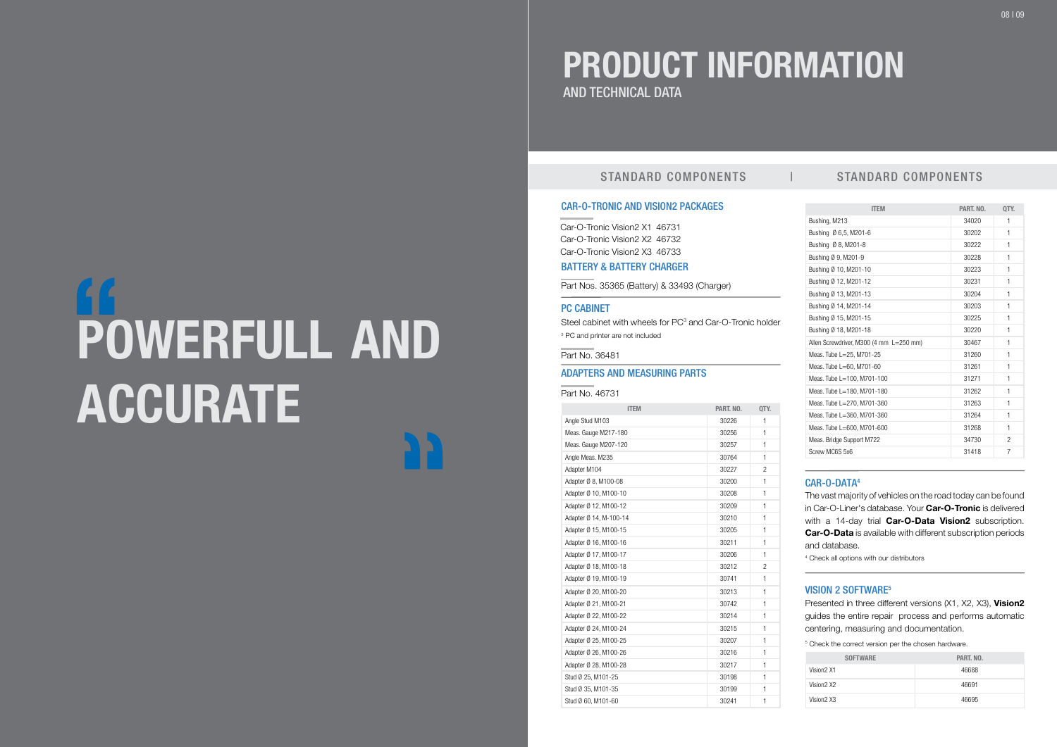# POWERFULL AND ACCURATE

# PRODUCT INFORMATION
AND TECHNICAL DATA

## STANDARD COMPONENTS | STANDARD COMPONENTS

### CAR-O-TRONIC AND VISION2 PACKAGES

Car-O-Tronic Vision2 X1 46731
Car-O-Tronic Vision2 X2 46732
Car-O-Tronic Vision2 X3 46733

### BATTERY & BATTERY CHARGER

Part Nos. 35365 (Battery) & 33493 (Charger)

### PC CABINET

Steel cabinet with wheels for PC[3] and Car-O-Tronic holder

[3] PC and printer are not included

Part No. 36481

### ADAPTERS AND MEASURING PARTS

Part No. 46731

| ITEM | PART. NO. | QTY. |
|---|---|---|
| Angle Stud M103 | 30226 | 1 |
| Meas. Gauge M217-180 | 30256 | 1 |
| Meas. Gauge M207-120 | 30257 | 1 |
| Angle Meas. M235 | 30764 | 1 |
| Adapter M104 | 30227 | 2 |
| Adapter Ø 8, M100-08 | 30200 | 1 |
| Adapter Ø 10, M100-10 | 30208 | 1 |
| Adapter Ø 12, M100-12 | 30209 | 1 |
| Adapter Ø 14, M-100-14 | 30210 | 1 |
| Adapter Ø 15, M100-15 | 30205 | 1 |
| Adapter Ø 16, M100-16 | 30211 | 1 |
| Adapter Ø 17, M100-17 | 30206 | 1 |
| Adapter Ø 18, M100-18 | 30212 | 2 |
| Adapter Ø 19, M100-19 | 30741 | 1 |
| Adapter Ø 20, M100-20 | 30213 | 1 |
| Adapter Ø 21, M100-21 | 30742 | 1 |
| Adapter Ø 22, M100-22 | 30214 | 1 |
| Adapter Ø 24, M100-24 | 30215 | 1 |
| Adapter Ø 25, M100-25 | 30207 | 1 |
| Adapter Ø 26, M100-26 | 30216 | 1 |
| Adapter Ø 28, M100-28 | 30217 | 1 |
| Stud Ø 25, M101-25 | 30198 | 1 |
| Stud Ø 35, M101-35 | 30199 | 1 |
| Stud Ø 60, M101-60 | 30241 | 1 |

| ITEM | PART. NO. | QTY. |
|---|---|---|
| Bushing, M213 | 34020 | 1 |
| Bushing Ø 6,5, M201-6 | 30202 | 1 |
| Bushing Ø 8, M201-8 | 30222 | 1 |
| Bushing Ø 9, M201-9 | 30228 | 1 |
| Bushing Ø 10, M201-10 | 30223 | 1 |
| Bushing Ø 12, M201-12 | 30231 | 1 |
| Bushing Ø 13, M201-13 | 30204 | 1 |
| Bushing Ø 14, M201-14 | 30203 | 1 |
| Bushing Ø 15, M201-15 | 30225 | 1 |
| Bushing Ø 18, M201-18 | 30220 | 1 |
| Allen Screwdriver, M300 (4 mm L=250 mm) | 30467 | 1 |
| Meas. Tube L=25, M701-25 | 31260 | 1 |
| Meas. Tube L=60, M701-60 | 31261 | 1 |
| Meas. Tube L=100, M701-100 | 31271 | 1 |
| Meas. Tube L=180, M701-180 | 31262 | 1 |
| Meas. Tube L=270, M701-360 | 31263 | 1 |
| Meas. Tube L=360, M701-360 | 31264 | 1 |
| Meas. Tube L=600, M701-600 | 31268 | 1 |
| Meas. Bridge Support M722 | 34730 | 2 |
| Screw MC6S 5x6 | 31418 | 7 |

### CAR-O-DATA[4]

The vast majority of vehicles on the road today can be found in Car-O-Liner's database. Your **Car-O-Tronic** is delivered with a 14-day trial **Car-O-Data Vision2** subscription. **Car-O-Data** is available with different subscription periods and database.

[4] Check all options with our distributors

### VISION 2 SOFTWARE[5]

Presented in three different versions (X1, X2, X3), **Vision2** guides the entire repair process and performs automatic centering, measuring and documentation.

[5] Check the correct version per the chosen hardware.

| SOFTWARE | PART. NO. |
|---|---|
| Vision2 X1 | 46688 |
| Vision2 X2 | 46691 |
| Vision2 X3 | 46695 |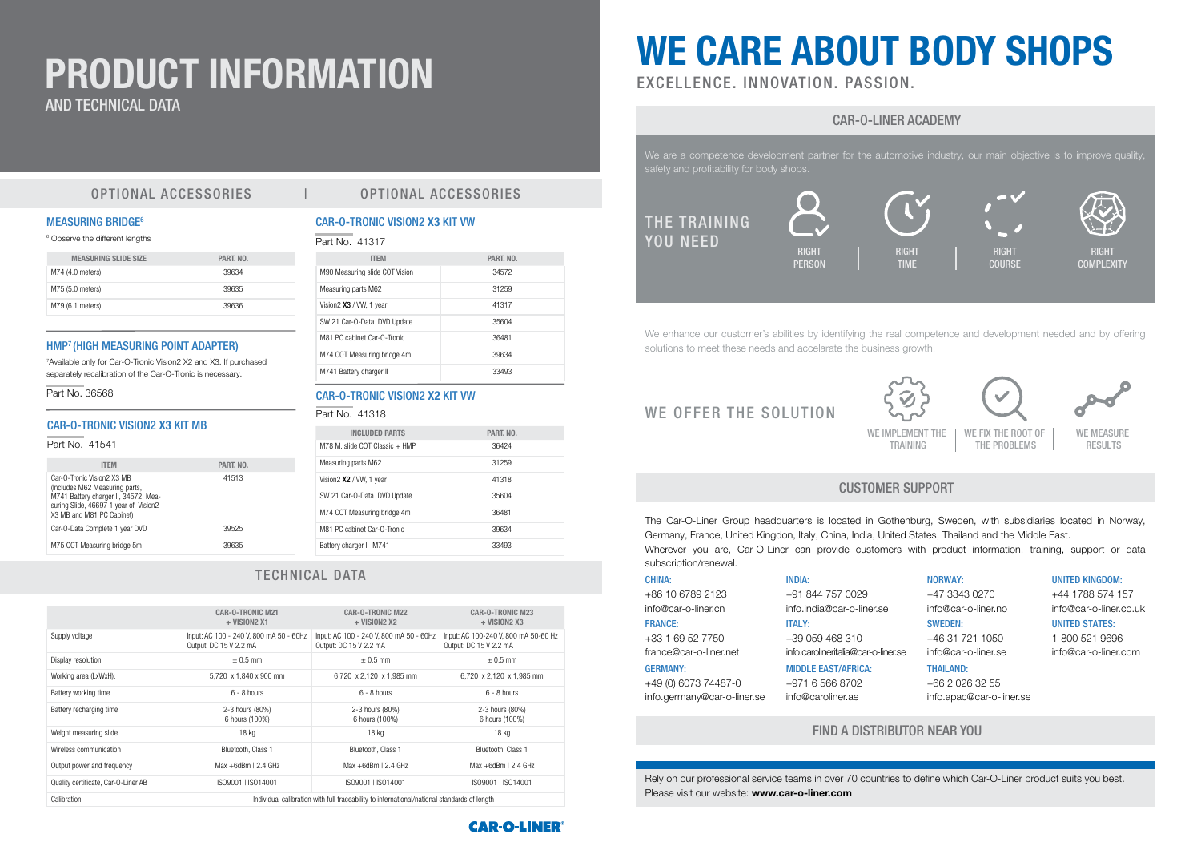# PRODUCT INFORMATION

AND TECHNICAL DATA

## OPTIONAL ACCESSORIES

### MEASURING BRIDGE[6]

[6] Observe the different lengths

| MEASURING SLIDE SIZE | PART. NO. |
|---|---|
| M74 (4.0 meters) | 39634 |
| M75 (5.0 meters) | 39635 |
| M79 (6.1 meters) | 39636 |

### HMP[7] (HIGH MEASURING POINT ADAPTER)

[7]Available only for Car-O-Tronic Vision2 X2 and X3. If purchased separately recalibration of the Car-O-Tronic is necessary.

Part No. 36568

### CAR-O-TRONIC VISION2 X3 KIT MB

Part No. 41541

| ITEM | PART. NO. |
|---|---|
| Car-O-Tronic Vision2 X3 MB (Includes M62 Measuring parts, M741 Battery charger II, 34572 Measuring Slide, 46697 1 year of Vision2 X3 MB and M81 PC Cabinet) | 41513 |
| Car-O-Data Complete 1 year DVD | 39525 |
| M75 COT Measuring bridge 5m | 39635 |

## OPTIONAL ACCESSORIES

### CAR-O-TRONIC VISION2 X3 KIT VW

Part No. 41317

| ITEM | PART. NO. |
|---|---|
| M90 Measuring slide COT Vision | 34572 |
| Measuring parts M62 | 31259 |
| Vision2 **X3** / VW, 1 year | 41317 |
| SW 21 Car-O-Data DVD Update | 35604 |
| M81 PC cabinet Car-O-Tronic | 36481 |
| M74 COT Measuring bridge 4m | 39634 |
| M741 Battery charger II | 33493 |

### CAR-O-TRONIC VISION2 X2 KIT VW

Part No. 41318

| INCLUDED PARTS | PART. NO. |
|---|---|
| M78 M. slide COT Classic + HMP | 36424 |
| Measuring parts M62 | 31259 |
| Vision2 **X2** / VW, 1 year | 41318 |
| SW 21 Car-O-Data DVD Update | 35604 |
| M74 COT Measuring bridge 4m | 36481 |
| M81 PC cabinet Car-O-Tronic | 39634 |
| Battery charger II M741 | 33493 |

## TECHNICAL DATA

| | CAR-O-TRONIC M21 + VISION2 X1 | CAR-O-TRONIC M22 + VISION2 X2 | CAR-O-TRONIC M23 + VISION2 X3 |
|---|---|---|---|
| Supply voltage | Input: AC 100 - 240 V, 800 mA 50 - 60Hz Output: DC 15 V 2.2 mA | Input: AC 100 - 240 V, 800 mA 50 - 60Hz Output: DC 15 V 2.2 mA | Input: AC 100-240 V, 800 mA 50-60 Hz Output: DC 15 V 2.2 mA |
| Display resolution | ± 0.5 mm | ± 0.5 mm | ± 0.5 mm |
| Working area (LxWxH): | 5,720 x 1,840 x 900 mm | 6,720 x 2,120 x 1,985 mm | 6,720 x 2,120 x 1,985 mm |
| Battery working time | 6 - 8 hours | 6 - 8 hours | 6 - 8 hours |
| Battery recharging time | 2-3 hours (80%) 6 hours (100%) | 2-3 hours (80%) 6 hours (100%) | 2-3 hours (80%) 6 hours (100%) |
| Weight measuring slide | 18 kg | 18 kg | 18 kg |
| Wireless communication | Bluetooth, Class 1 | Bluetooth, Class 1 | Bluetooth, Class 1 |
| Output power and frequency | Max +6dBm I 2.4 GHz | Max +6dBm I 2.4 GHz | Max +6dBm I 2.4 GHz |
| Quality certificate, Car-O-Liner AB | ISO9001 I ISO14001 | ISO9001 I ISO14001 | ISO9001 I ISO14001 |
| Calibration | Individual calibration with full traceability to international/national standards of length | | |

# WE CARE ABOUT BODY SHOPS

EXCELLENCE. INNOVATION. PASSION.

## CAR-O-LINER ACADEMY

We are a competence development partner for the automotive industry, our main objective is to improve quality, safety and profitability for body shops.

THE TRAINING YOU NEED

RIGHT PERSON | RIGHT TIME | RIGHT COURSE | RIGHT COMPLEXITY

We enhance our customer's abilities by identifying the real competence and development needed and by offering solutions to meet these needs and accelarate the business growth.

WE OFFER THE SOLUTION

WE IMPLEMENT THE TRAINING | WE FIX THE ROOT OF THE PROBLEMS | WE MEASURE RESULTS

## CUSTOMER SUPPORT

The Car-O-Liner Group headquarters is located in Gothenburg, Sweden, with subsidiaries located in Norway, Germany, France, United Kingdon, Italy, China, India, United States, Thailand and the Middle East.
Wherever you are, Car-O-Liner can provide customers with product information, training, support or data subscription/renewal.

**CHINA:**
+86 10 6789 2123
info@car-o-liner.cn

**FRANCE:**
+33 1 69 52 7750
france@car-o-liner.net

**GERMANY:**
+49 (0) 6073 74487-0
info.germany@car-o-liner.se

**INDIA:**
+91 844 757 0029
info.india@car-o-liner.se

**ITALY:**
+39 059 468 310
info.carolineritalia@car-o-liner.se

**MIDDLE EAST/AFRICA:**
+971 6 566 8702
info@caroliner.ae

**NORWAY:**
+47 3343 0270
info@car-o-liner.no

**SWEDEN:**
+46 31 721 1050
info@car-o-liner.se

**THAILAND:**
+66 2 026 32 55
info.apac@car-o-liner.se

**UNITED KINGDOM:**
+44 1788 574 157
info@car-o-liner.co.uk

**UNITED STATES:**
1-800 521 9696
info@car-o-liner.com

## FIND A DISTRIBUTOR NEAR YOU

Rely on our professional service teams in over 70 countries to define which Car-O-Liner product suits you best.
Please visit our website: **www.car-o-liner.com**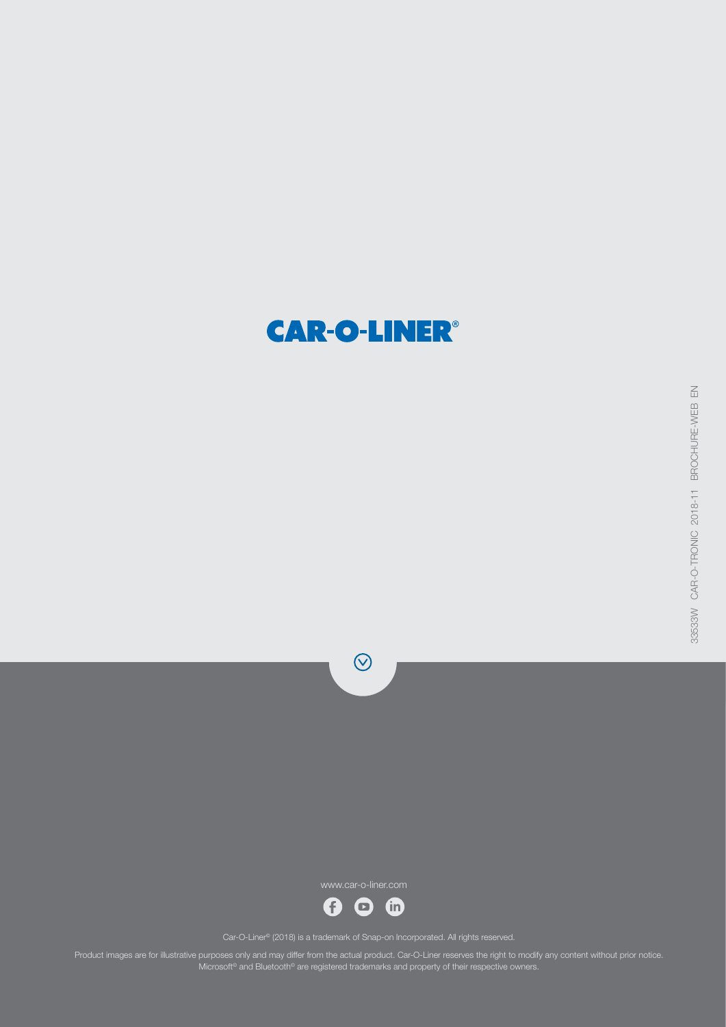CAR-O-LINER®

33533W CAR-O-TRONIC 2018-11 BROCHURE-WEB EN

www.car-o-liner.com

Car-O-Liner® (2018) is a trademark of Snap-on Incorporated. All rights reserved.

Product images are for illustrative purposes only and may differ from the actual product. Car-O-Liner reserves the right to modify any content without prior notice.
Microsoft® and Bluetooth® are registered trademarks and property of their respective owners.